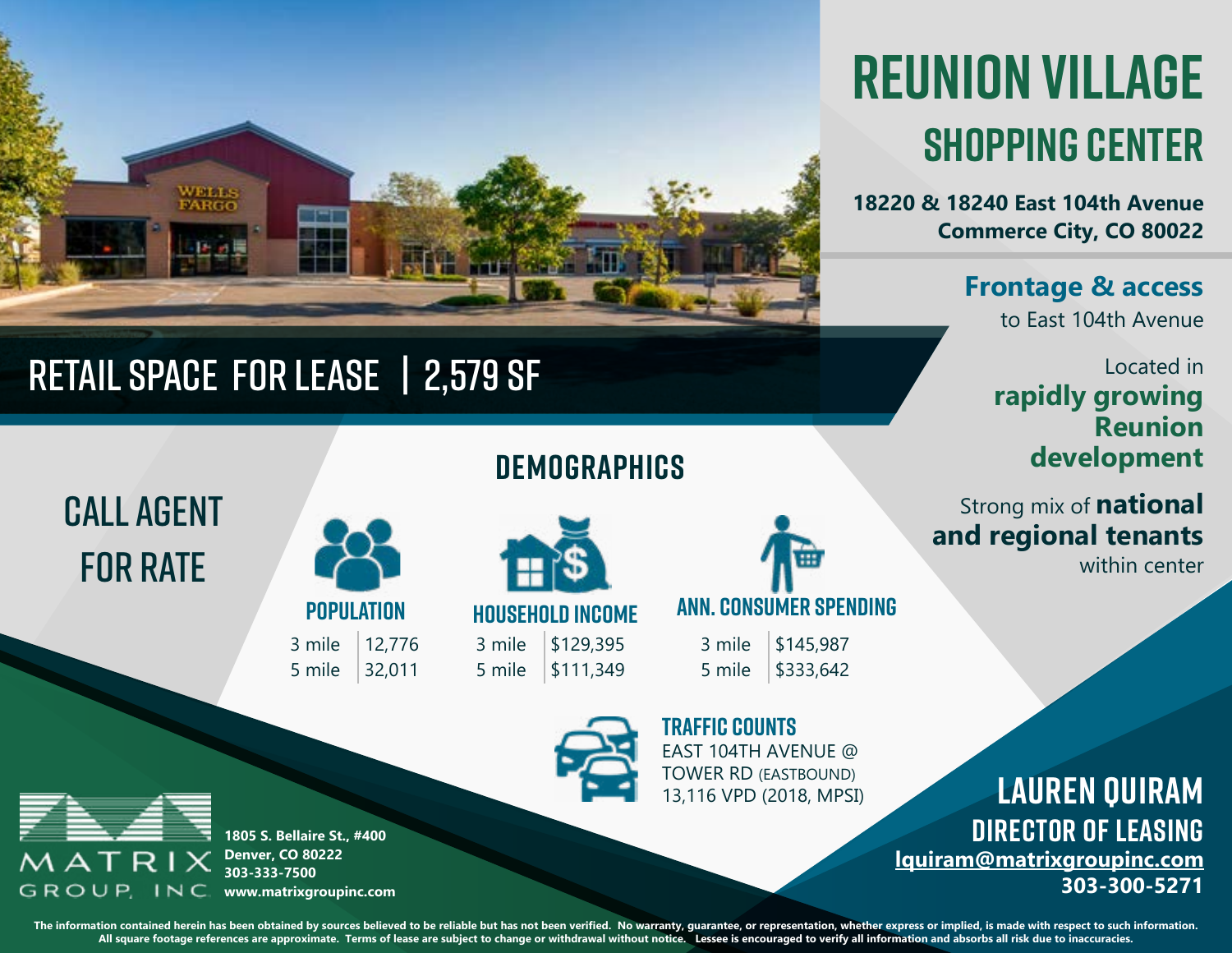# REUNION VILLAGE

## SHOPPING CENTER

**18220 & 18240 East 104th Avenue**
**Commerce City, CO 80022**

**Frontage & access** to East 104th Avenue

Located in **rapidly growing Reunion development**

Strong mix of **national and regional tenants** within center

## RETAIL SPACE FOR LEASE | 2,579 SF

## CALL AGENT FOR RATE

## DEMOGRAPHICS

**POPULATION**

| | |
|---|---|
| 3 mile | 12,776 |
| 5 mile | 32,011 |

**HOUSEHOLD INCOME**

| | |
|---|---|
| 3 mile | $129,395 |
| 5 mile | $111,349 |

**ANN. CONSUMER SPENDING**

| | |
|---|---|
| 3 mile | $145,987 |
| 5 mile | $333,642 |

**TRAFFIC COUNTS**

EAST 104TH AVENUE @ TOWER RD (EASTBOUND)
13,116 VPD (2018, MPSI)

MATRIX GROUP, INC.

**1805 S. Bellaire St., #400**
**Denver, CO 80222**
**303-333-7500**
**www.matrixgroupinc.com**

## LAUREN QUIRAM

### DIRECTOR OF LEASING

**lquiram@matrixgroupinc.com**
**303-300-5271**

**The information contained herein has been obtained by sources believed to be reliable but has not been verified. No warranty, guarantee, or representation, whether express or implied, is made with respect to such information. All square footage references are approximate. Terms of lease are subject to change or withdrawal without notice. Lessee is encouraged to verify all information and absorbs all risk due to inaccuracies.**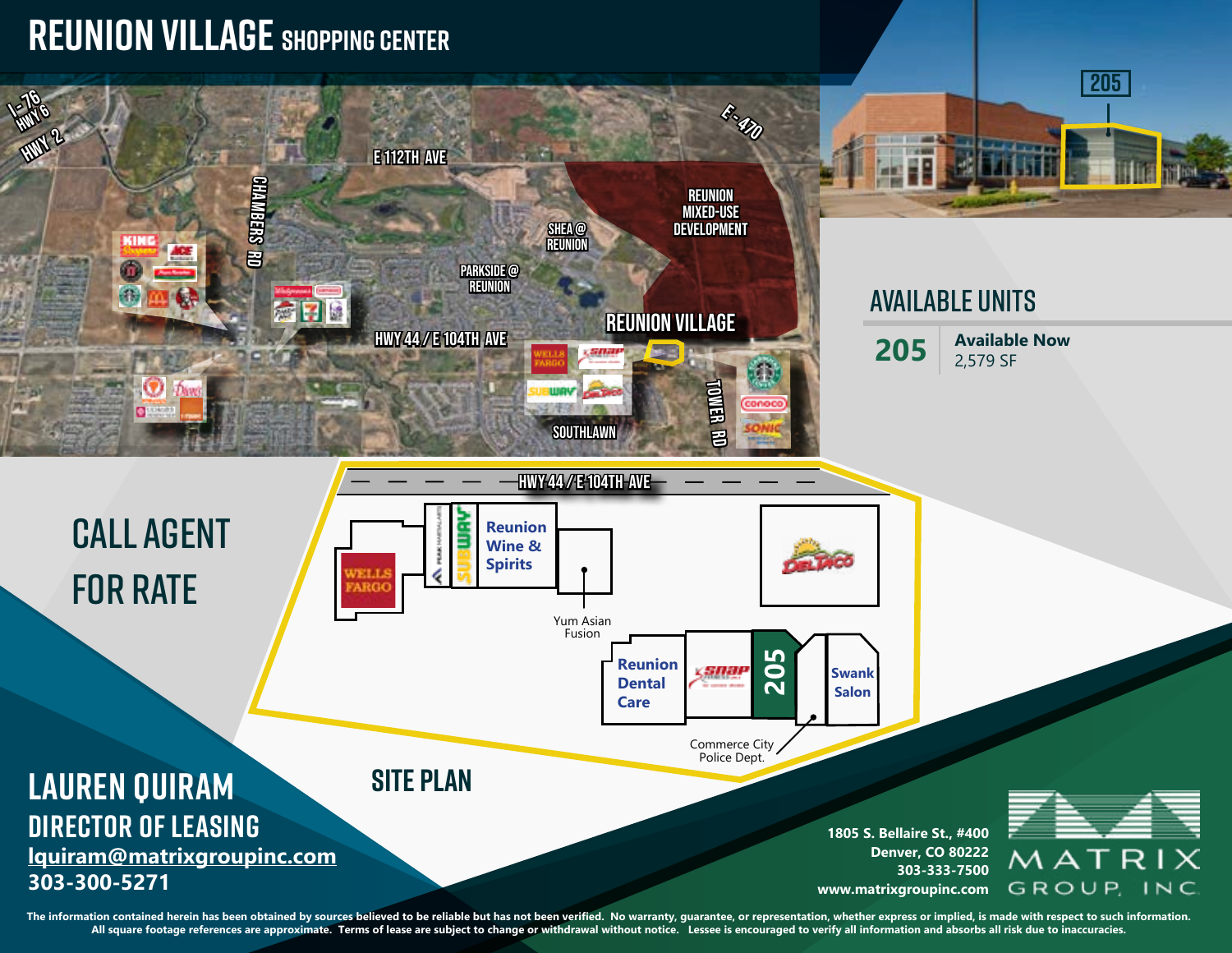# REUNION VILLAGE SHOPPING CENTER

I-76
HWY 6
HWY 2
E 112TH AVE
E-470
CHAMBERS RD
SHEA @ REUNION
REUNION MIXED-USE DEVELOPMENT
PARKSIDE @ REUNION
HWY 44 / E 104TH AVE
REUNION VILLAGE
TOWER RD
SOUTHLAWN

205

## AVAILABLE UNITS

| | |
|---|---|
| **205** | **Available Now** 2,579 SF |

## CALL AGENT FOR RATE

HWY 44 / E 104TH AVE
Wells Fargo
Subway
Reunion Wine & Spirits
Yum Asian Fusion
Del Taco
Reunion Dental Care
Snap Fitness
205
Swank Salon
Commerce City Police Dept.

## SITE PLAN

## LAUREN QUIRAM
### DIRECTOR OF LEASING

lquiram@matrixgroupinc.com
303-300-5271

1805 S. Bellaire St., #400
Denver, CO 80222
303-333-7500
www.matrixgroupinc.com

MATRIX GROUP, INC.

The information contained herein has been obtained by sources believed to be reliable but has not been verified. No warranty, guarantee, or representation, whether express or implied, is made with respect to such information. All square footage references are approximate. Terms of lease are subject to change or withdrawal without notice. Lessee is encouraged to verify all information and absorbs all risk due to inaccuracies.